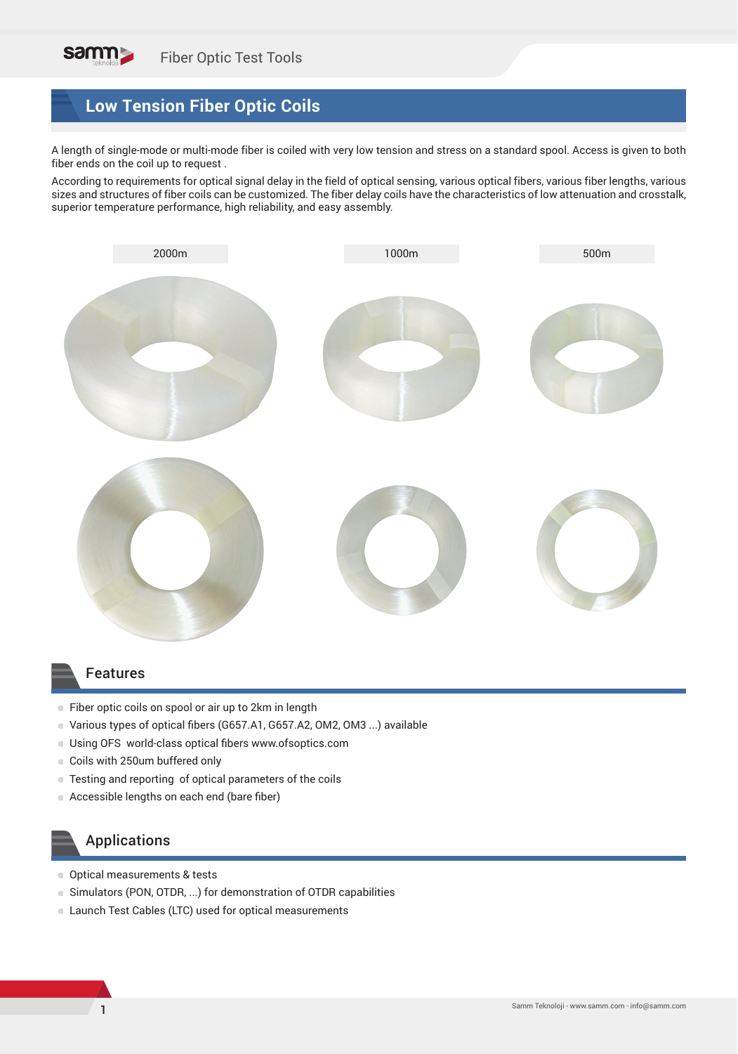# Low Tension Fiber Optic Coils

A length of single-mode or multi-mode fiber is coiled with very low tension and stress on a standard spool. Access is given to both fiber ends on the coil up to request .

According to requirements for optical signal delay in the field of optical sensing, various optical fibers, various fiber lengths, various sizes and structures of fiber coils can be customized. The fiber delay coils have the characteristics of low attenuation and crosstalk, superior temperature performance, high reliability, and easy assembly.

2000m | 1000m | 500m

## Features

- Fiber optic coils on spool or air up to 2km in length
- Various types of optical fibers (G657.A1, G657.A2, OM2, OM3 ...) available
- Using OFS world-class optical fibers www.ofsoptics.com
- Coils with 250um buffered only
- Testing and reporting of optical parameters of the coils
- Accessible lengths on each end (bare fiber)

## Applications

- Optical measurements & tests
- Simulators (PON, OTDR, ...) for demonstration of OTDR capabilities
- Launch Test Cables (LTC) used for optical measurements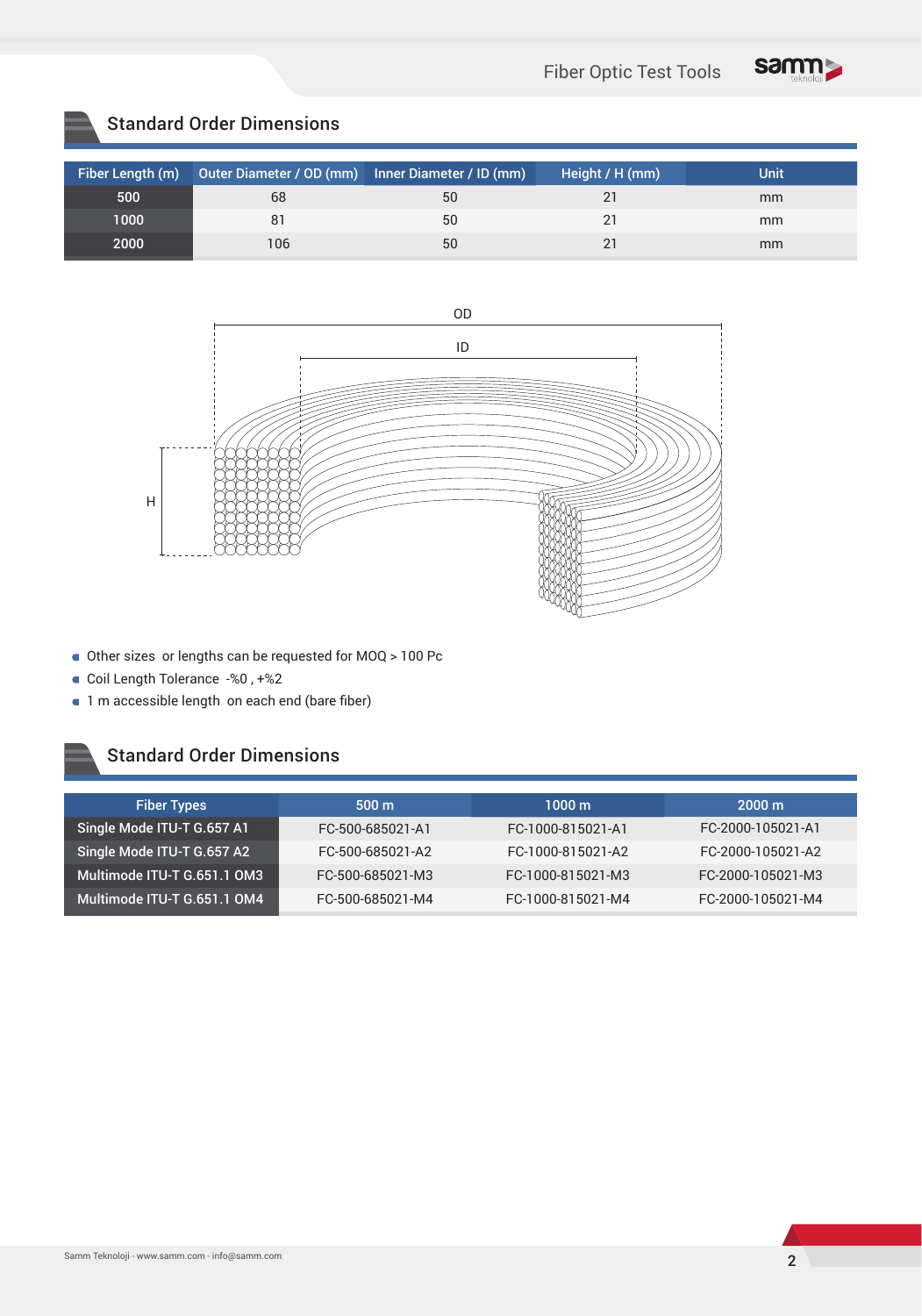## Standard Order Dimensions

| Fiber Length (m) | Outer Diameter / OD (mm) | Inner Diameter / ID (mm) | Height / H (mm) | Unit |
|---|---|---|---|---|
| 500 | 68 | 50 | 21 | mm |
| 1000 | 81 | 50 | 21 | mm |
| 2000 | 106 | 50 | 21 | mm |

OD

ID

H

- Other sizes  or lengths can be requested for MOQ > 100 Pc
- Coil Length Tolerance  -%0 , +%2
- 1 m accessible length  on each end (bare fiber)

## Standard Order Dimensions

| Fiber Types | 500 m | 1000 m | 2000 m |
|---|---|---|---|
| Single Mode ITU-T G.657 A1 | FC-500-685021-A1 | FC-1000-815021-A1 | FC-2000-105021-A1 |
| Single Mode ITU-T G.657 A2 | FC-500-685021-A2 | FC-1000-815021-A2 | FC-2000-105021-A2 |
| Multimode ITU-T G.651.1 OM3 | FC-500-685021-M3 | FC-1000-815021-M3 | FC-2000-105021-M3 |
| Multimode ITU-T G.651.1 OM4 | FC-500-685021-M4 | FC-1000-815021-M4 | FC-2000-105021-M4 |